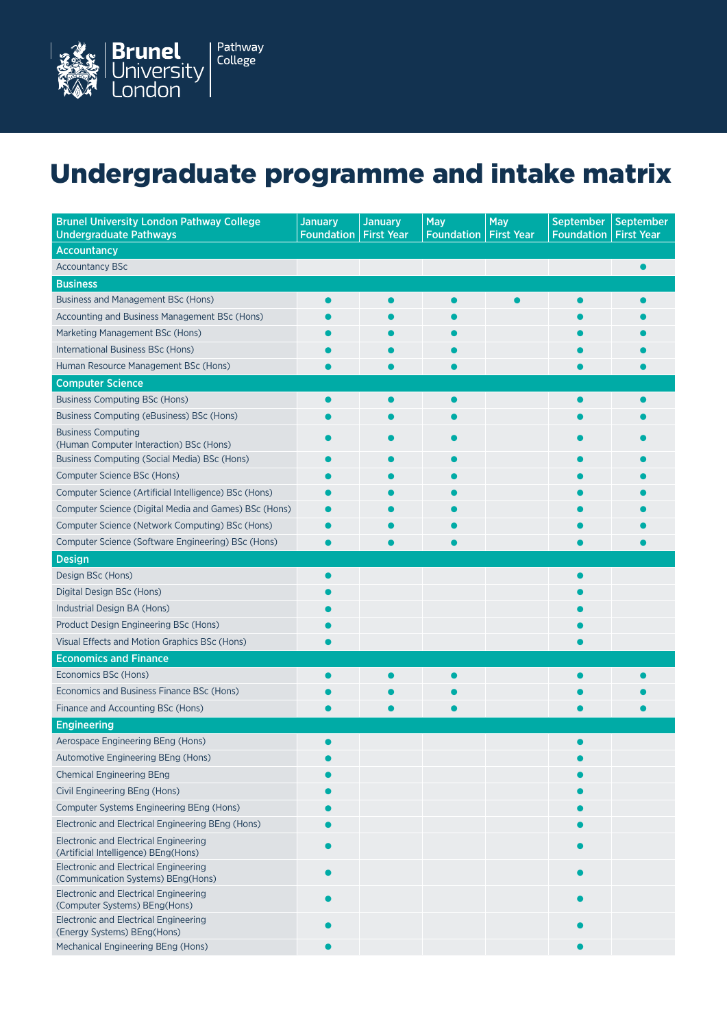# Undergraduate programme and intake matrix

| Brunel University London Pathway College Undergraduate Pathways | January Foundation | January First Year | May Foundation | May First Year | September Foundation | September First Year |
|---|---|---|---|---|---|---|
| **Accountancy** | | | | | | |
| Accountancy BSc | | | | | | ● |
| **Business** | | | | | | |
| Business and Management BSc (Hons) | ● | ● | ● | ● | ● | ● |
| Accounting and Business Management BSc (Hons) | ● | ● | ● | | ● | ● |
| Marketing Management BSc (Hons) | ● | ● | ● | | ● | ● |
| International Business BSc (Hons) | ● | ● | ● | | ● | ● |
| Human Resource Management BSc (Hons) | ● | ● | ● | | ● | ● |
| **Computer Science** | | | | | | |
| Business Computing BSc (Hons) | ● | ● | ● | | ● | ● |
| Business Computing (eBusiness) BSc (Hons) | ● | ● | ● | | ● | ● |
| Business Computing (Human Computer Interaction) BSc (Hons) | ● | ● | ● | | ● | ● |
| Business Computing (Social Media) BSc (Hons) | ● | ● | ● | | ● | ● |
| Computer Science BSc (Hons) | ● | ● | ● | | ● | ● |
| Computer Science (Artificial Intelligence) BSc (Hons) | ● | ● | ● | | ● | ● |
| Computer Science (Digital Media and Games) BSc (Hons) | ● | ● | ● | | ● | ● |
| Computer Science (Network Computing) BSc (Hons) | ● | ● | ● | | ● | ● |
| Computer Science (Software Engineering) BSc (Hons) | ● | ● | ● | | ● | ● |
| **Design** | | | | | | |
| Design BSc (Hons) | ● | | | | ● | |
| Digital Design BSc (Hons) | ● | | | | ● | |
| Industrial Design BA (Hons) | ● | | | | ● | |
| Product Design Engineering BSc (Hons) | ● | | | | ● | |
| Visual Effects and Motion Graphics BSc (Hons) | ● | | | | ● | |
| **Economics and Finance** | | | | | | |
| Economics BSc (Hons) | ● | ● | ● | | ● | ● |
| Economics and Business Finance BSc (Hons) | ● | ● | ● | | ● | ● |
| Finance and Accounting BSc (Hons) | ● | ● | ● | | ● | ● |
| **Engineering** | | | | | | |
| Aerospace Engineering BEng (Hons) | ● | | | | ● | |
| Automotive Engineering BEng (Hons) | ● | | | | ● | |
| Chemical Engineering BEng | ● | | | | ● | |
| Civil Engineering BEng (Hons) | ● | | | | ● | |
| Computer Systems Engineering BEng (Hons) | ● | | | | ● | |
| Electronic and Electrical Engineering BEng (Hons) | ● | | | | ● | |
| Electronic and Electrical Engineering (Artificial Intelligence) BEng(Hons) | ● | | | | ● | |
| Electronic and Electrical Engineering (Communication Systems) BEng(Hons) | ● | | | | ● | |
| Electronic and Electrical Engineering (Computer Systems) BEng(Hons) | ● | | | | ● | |
| Electronic and Electrical Engineering (Energy Systems) BEng(Hons) | ● | | | | ● | |
| Mechanical Engineering BEng (Hons) | ● | | | | ● | |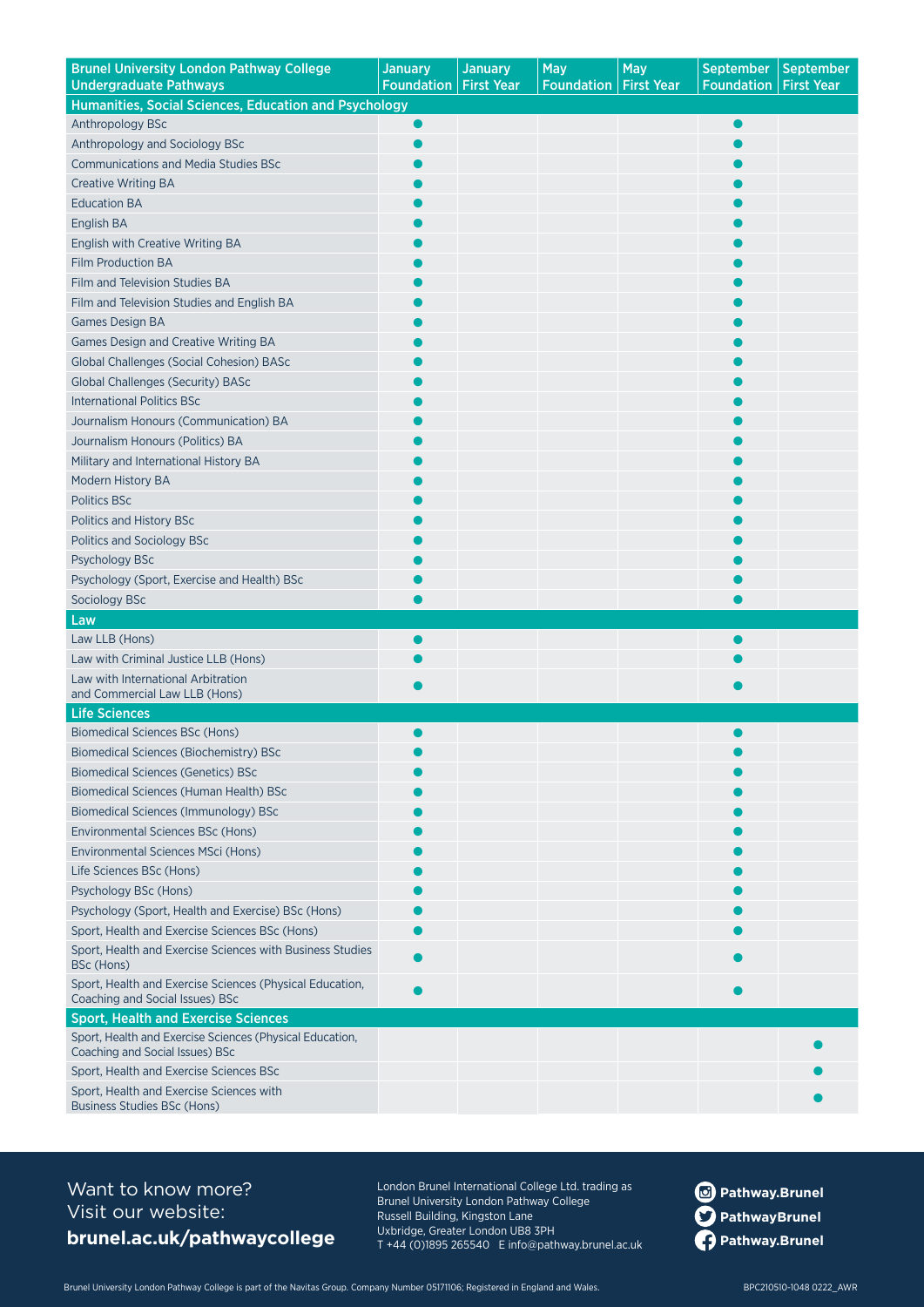| Brunel University London Pathway College Undergraduate Pathways | January Foundation | January First Year | May Foundation | May First Year | September Foundation | September First Year |
|---|---|---|---|---|---|---|
| **Humanities, Social Sciences, Education and Psychology** | | | | | | |
| Anthropology BSc | ● | | | | ● | |
| Anthropology and Sociology BSc | ● | | | | ● | |
| Communications and Media Studies BSc | ● | | | | ● | |
| Creative Writing BA | ● | | | | ● | |
| Education BA | ● | | | | ● | |
| English BA | ● | | | | ● | |
| English with Creative Writing BA | ● | | | | ● | |
| Film Production BA | ● | | | | ● | |
| Film and Television Studies BA | ● | | | | ● | |
| Film and Television Studies and English BA | ● | | | | ● | |
| Games Design BA | ● | | | | ● | |
| Games Design and Creative Writing BA | ● | | | | ● | |
| Global Challenges (Social Cohesion) BASc | ● | | | | ● | |
| Global Challenges (Security) BASc | ● | | | | ● | |
| International Politics BSc | ● | | | | ● | |
| Journalism Honours (Communication) BA | ● | | | | ● | |
| Journalism Honours (Politics) BA | ● | | | | ● | |
| Military and International History BA | ● | | | | ● | |
| Modern History BA | ● | | | | ● | |
| Politics BSc | ● | | | | ● | |
| Politics and History BSc | ● | | | | ● | |
| Politics and Sociology BSc | ● | | | | ● | |
| Psychology BSc | ● | | | | ● | |
| Psychology (Sport, Exercise and Health) BSc | ● | | | | ● | |
| Sociology BSc | ● | | | | ● | |
| **Law** | | | | | | |
| Law LLB (Hons) | ● | | | | ● | |
| Law with Criminal Justice LLB (Hons) | ● | | | | ● | |
| Law with International Arbitration and Commercial Law LLB (Hons) | ● | | | | ● | |
| **Life Sciences** | | | | | | |
| Biomedical Sciences BSc (Hons) | ● | | | | ● | |
| Biomedical Sciences (Biochemistry) BSc | ● | | | | ● | |
| Biomedical Sciences (Genetics) BSc | ● | | | | ● | |
| Biomedical Sciences (Human Health) BSc | ● | | | | ● | |
| Biomedical Sciences (Immunology) BSc | ● | | | | ● | |
| Environmental Sciences BSc (Hons) | ● | | | | ● | |
| Environmental Sciences MSci (Hons) | ● | | | | ● | |
| Life Sciences BSc (Hons) | ● | | | | ● | |
| Psychology BSc (Hons) | ● | | | | ● | |
| Psychology (Sport, Health and Exercise) BSc (Hons) | ● | | | | ● | |
| Sport, Health and Exercise Sciences BSc (Hons) | ● | | | | ● | |
| Sport, Health and Exercise Sciences with Business Studies BSc (Hons) | ● | | | | ● | |
| Sport, Health and Exercise Sciences (Physical Education, Coaching and Social Issues) BSc | ● | | | | ● | |
| **Sport, Health and Exercise Sciences** | | | | | | |
| Sport, Health and Exercise Sciences (Physical Education, Coaching and Social Issues) BSc | | | | | | ● |
| Sport, Health and Exercise Sciences BSc | | | | | | ● |
| Sport, Health and Exercise Sciences with Business Studies BSc (Hons) | | | | | | ● |

Want to know more?
Visit our website:
**brunel.ac.uk/pathwaycollege**

London Brunel International College Ltd. trading as
Brunel University London Pathway College
Russell Building, Kingston Lane
Uxbridge, Greater London UB8 3PH
T +44 (0)1895 265540 E info@pathway.brunel.ac.uk

**Pathway.Brunel**
**PathwayBrunel**
**Pathway.Brunel**

Brunel University London Pathway College is part of the Navitas Group. Company Number 05171106; Registered in England and Wales.

BPC210510-1048 0222_AWR